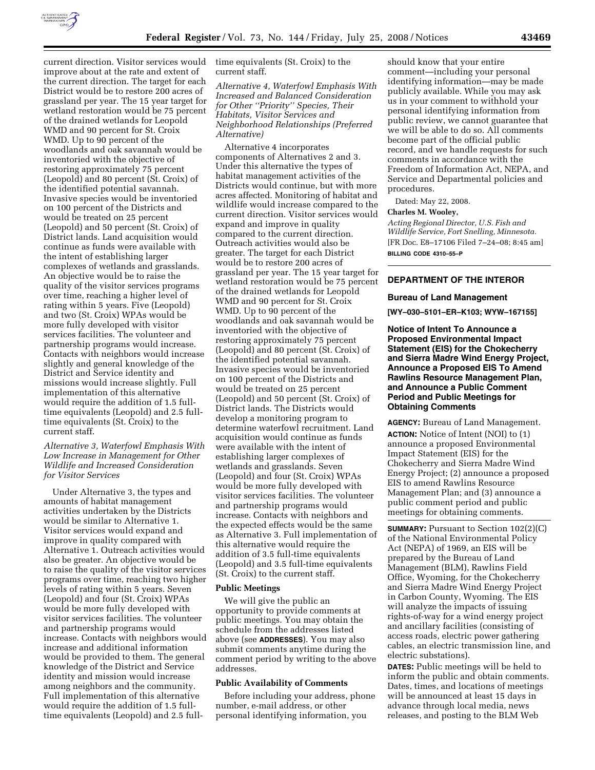current direction. Visitor services would improve about at the rate and extent of the current direction. The target for each District would be to restore 200 acres of grassland per year. The 15 year target for wetland restoration would be 75 percent of the drained wetlands for Leopold WMD and 90 percent for St. Croix WMD. Up to 90 percent of the woodlands and oak savannah would be inventoried with the objective of restoring approximately 75 percent (Leopold) and 80 percent (St. Croix) of the identified potential savannah. Invasive species would be inventoried on 100 percent of the Districts and would be treated on 25 percent (Leopold) and 50 percent (St. Croix) of District lands. Land acquisition would continue as funds were available with the intent of establishing larger complexes of wetlands and grasslands. An objective would be to raise the quality of the visitor services programs over time, reaching a higher level of rating within 5 years. Five (Leopold) and two (St. Croix) WPAs would be more fully developed with visitor services facilities. The volunteer and partnership programs would increase. Contacts with neighbors would increase slightly and general knowledge of the District and Service identity and missions would increase slightly. Full implementation of this alternative would require the addition of 1.5 full-time equivalents (Leopold) and 2.5 full-time equivalents (St. Croix) to the current staff.

*Alternative 3, Waterfowl Emphasis With Low Increase in Management for Other Wildlife and Increased Consideration for Visitor Services*

Under Alternative 3, the types and amounts of habitat management activities undertaken by the Districts would be similar to Alternative 1. Visitor services would expand and improve in quality compared with Alternative 1. Outreach activities would also be greater. An objective would be to raise the quality of the visitor services programs over time, reaching two higher levels of rating within 5 years. Seven (Leopold) and four (St. Croix) WPAs would be more fully developed with visitor services facilities. The volunteer and partnership programs would increase. Contacts with neighbors would increase and additional information would be provided to them. The general knowledge of the District and Service identity and mission would increase among neighbors and the community. Full implementation of this alternative would require the addition of 1.5 full-time equivalents (Leopold) and 2.5 full-time equivalents (St. Croix) to the current staff.

*Alternative 4, Waterfowl Emphasis With Increased and Balanced Consideration for Other "Priority" Species, Their Habitats, Visitor Services and Neighborhood Relationships (Preferred Alternative)*

Alternative 4 incorporates components of Alternatives 2 and 3. Under this alternative the types of habitat management activities of the Districts would continue, but with more acres affected. Monitoring of habitat and wildlife would increase compared to the current direction. Visitor services would expand and improve in quality compared to the current direction. Outreach activities would also be greater. The target for each District would be to restore 200 acres of grassland per year. The 15 year target for wetland restoration would be 75 percent of the drained wetlands for Leopold WMD and 90 percent for St. Croix WMD. Up to 90 percent of the woodlands and oak savannah would be inventoried with the objective of restoring approximately 75 percent (Leopold) and 80 percent (St. Croix) of the identified potential savannah. Invasive species would be inventoried on 100 percent of the Districts and would be treated on 25 percent (Leopold) and 50 percent (St. Croix) of District lands. The Districts would develop a monitoring program to determine waterfowl recruitment. Land acquisition would continue as funds were available with the intent of establishing larger complexes of wetlands and grasslands. Seven (Leopold) and four (St. Croix) WPAs would be more fully developed with visitor services facilities. The volunteer and partnership programs would increase. Contacts with neighbors and the expected effects would be the same as Alternative 3. Full implementation of this alternative would require the addition of 3.5 full-time equivalents (Leopold) and 3.5 full-time equivalents (St. Croix) to the current staff.

**Public Meetings**

We will give the public an opportunity to provide comments at public meetings. You may obtain the schedule from the addresses listed above (see **ADDRESSES**). You may also submit comments anytime during the comment period by writing to the above addresses.

**Public Availability of Comments**

Before including your address, phone number, e-mail address, or other personal identifying information, you should know that your entire comment—including your personal identifying information—may be made publicly available. While you may ask us in your comment to withhold your personal identifying information from public review, we cannot guarantee that we will be able to do so. All comments become part of the official public record, and we handle requests for such comments in accordance with the Freedom of Information Act, NEPA, and Service and Departmental policies and procedures.

Dated: May 22, 2008.

**Charles M. Wooley,**

*Acting Regional Director, U.S. Fish and Wildlife Service, Fort Snelling, Minnesota.*

[FR Doc. E8–17106 Filed 7–24–08; 8:45 am]

**BILLING CODE 4310–55–P**

---

## DEPARTMENT OF THE INTERIOR

### Bureau of Land Management

**[WY–030–5101–ER–K103; WYW–167155]**

### Notice of Intent To Announce a Proposed Environmental Impact Statement (EIS) for the Chokecherry and Sierra Madre Wind Energy Project, Announce a Proposed EIS To Amend Rawlins Resource Management Plan, and Announce a Public Comment Period and Public Meetings for Obtaining Comments

**AGENCY:** Bureau of Land Management.

**ACTION:** Notice of Intent (NOI) to (1) announce a proposed Environmental Impact Statement (EIS) for the Chokecherry and Sierra Madre Wind Energy Project; (2) announce a proposed EIS to amend Rawlins Resource Management Plan; and (3) announce a public comment period and public meetings for obtaining comments.

**SUMMARY:** Pursuant to Section 102(2)(C) of the National Environmental Policy Act (NEPA) of 1969, an EIS will be prepared by the Bureau of Land Management (BLM), Rawlins Field Office, Wyoming, for the Chokecherry and Sierra Madre Wind Energy Project in Carbon County, Wyoming. The EIS will analyze the impacts of issuing rights-of-way for a wind energy project and ancillary facilities (consisting of access roads, electric power gathering cables, an electric transmission line, and electric substations).

**DATES:** Public meetings will be held to inform the public and obtain comments. Dates, times, and locations of meetings will be announced at least 15 days in advance through local media, news releases, and posting to the BLM Web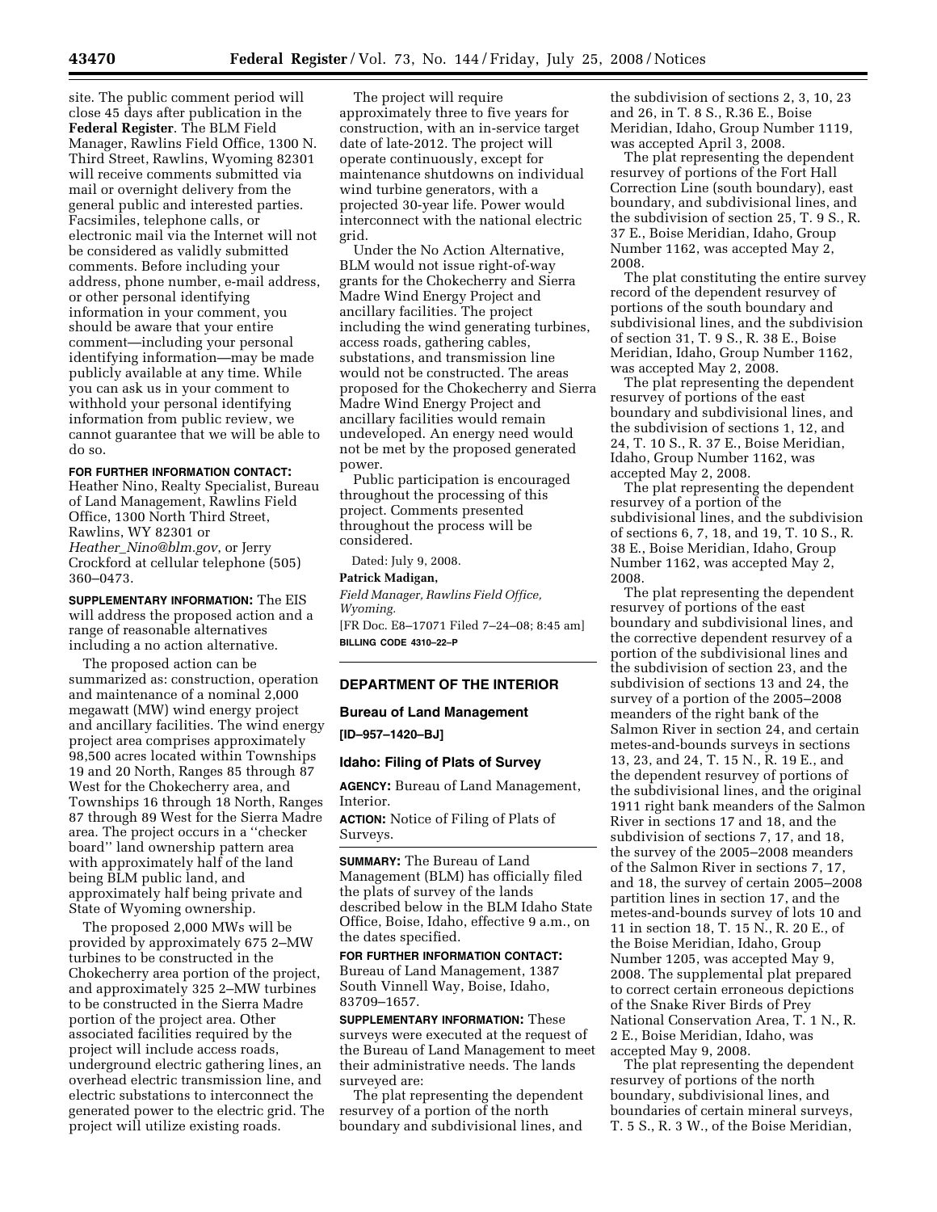site. The public comment period will close 45 days after publication in the **Federal Register**. The BLM Field Manager, Rawlins Field Office, 1300 N. Third Street, Rawlins, Wyoming 82301 will receive comments submitted via mail or overnight delivery from the general public and interested parties. Facsimiles, telephone calls, or electronic mail via the Internet will not be considered as validly submitted comments. Before including your address, phone number, e-mail address, or other personal identifying information in your comment, you should be aware that your entire comment—including your personal identifying information—may be made publicly available at any time. While you can ask us in your comment to withhold your personal identifying information from public review, we cannot guarantee that we will be able to do so.

**FOR FURTHER INFORMATION CONTACT:** Heather Nino, Realty Specialist, Bureau of Land Management, Rawlins Field Office, 1300 North Third Street, Rawlins, WY 82301 or *Heather_Nino@blm.gov*, or Jerry Crockford at cellular telephone (505) 360–0473.

**SUPPLEMENTARY INFORMATION:** The EIS will address the proposed action and a range of reasonable alternatives including a no action alternative.

The proposed action can be summarized as: construction, operation and maintenance of a nominal 2,000 megawatt (MW) wind energy project and ancillary facilities. The wind energy project area comprises approximately 98,500 acres located within Townships 19 and 20 North, Ranges 85 through 87 West for the Chokecherry area, and Townships 16 through 18 North, Ranges 87 through 89 West for the Sierra Madre area. The project occurs in a ''checker board'' land ownership pattern area with approximately half of the land being BLM public land, and approximately half being private and State of Wyoming ownership.

The proposed 2,000 MWs will be provided by approximately 675 2–MW turbines to be constructed in the Chokecherry area portion of the project, and approximately 325 2–MW turbines to be constructed in the Sierra Madre portion of the project area. Other associated facilities required by the project will include access roads, underground electric gathering lines, an overhead electric transmission line, and electric substations to interconnect the generated power to the electric grid. The project will utilize existing roads.

The project will require approximately three to five years for construction, with an in-service target date of late-2012. The project will operate continuously, except for maintenance shutdowns on individual wind turbine generators, with a projected 30-year life. Power would interconnect with the national electric grid.

Under the No Action Alternative, BLM would not issue right-of-way grants for the Chokecherry and Sierra Madre Wind Energy Project and ancillary facilities. The project including the wind generating turbines, access roads, gathering cables, substations, and transmission line would not be constructed. The areas proposed for the Chokecherry and Sierra Madre Wind Energy Project and ancillary facilities would remain undeveloped. An energy need would not be met by the proposed generated power.

Public participation is encouraged throughout the processing of this project. Comments presented throughout the process will be considered.

Dated: July 9, 2008.

**Patrick Madigan,**

*Field Manager, Rawlins Field Office, Wyoming.*

[FR Doc. E8–17071 Filed 7–24–08; 8:45 am]

**BILLING CODE 4310–22–P**

## DEPARTMENT OF THE INTERIOR

### Bureau of Land Management

**[ID–957–1420–BJ]**

### Idaho: Filing of Plats of Survey

**AGENCY:** Bureau of Land Management, Interior.

**ACTION:** Notice of Filing of Plats of Surveys.

**SUMMARY:** The Bureau of Land Management (BLM) has officially filed the plats of survey of the lands described below in the BLM Idaho State Office, Boise, Idaho, effective 9 a.m., on the dates specified.

**FOR FURTHER INFORMATION CONTACT:** Bureau of Land Management, 1387 South Vinnell Way, Boise, Idaho, 83709–1657.

**SUPPLEMENTARY INFORMATION:** These surveys were executed at the request of the Bureau of Land Management to meet their administrative needs. The lands surveyed are:

The plat representing the dependent resurvey of a portion of the north boundary and subdivisional lines, and the subdivision of sections 2, 3, 10, 23 and 26, in T. 8 S., R.36 E., Boise Meridian, Idaho, Group Number 1119, was accepted April 3, 2008.

The plat representing the dependent resurvey of portions of the Fort Hall Correction Line (south boundary), east boundary, and subdivisional lines, and the subdivision of section 25, T. 9 S., R. 37 E., Boise Meridian, Idaho, Group Number 1162, was accepted May 2, 2008.

The plat constituting the entire survey record of the dependent resurvey of portions of the south boundary and subdivisional lines, and the subdivision of section 31, T. 9 S., R. 38 E., Boise Meridian, Idaho, Group Number 1162, was accepted May 2, 2008.

The plat representing the dependent resurvey of portions of the east boundary and subdivisional lines, and the subdivision of sections 1, 12, and 24, T. 10 S., R. 37 E., Boise Meridian, Idaho, Group Number 1162, was accepted May 2, 2008.

The plat representing the dependent resurvey of a portion of the subdivisional lines, and the subdivision of sections 6, 7, 18, and 19, T. 10 S., R. 38 E., Boise Meridian, Idaho, Group Number 1162, was accepted May 2, 2008.

The plat representing the dependent resurvey of portions of the east boundary and subdivisional lines, and the corrective dependent resurvey of a portion of the subdivisional lines and the subdivision of section 23, and the subdivision of sections 13 and 24, the survey of a portion of the 2005–2008 meanders of the right bank of the Salmon River in section 24, and certain metes-and-bounds surveys in sections 13, 23, and 24, T. 15 N., R. 19 E., and the dependent resurvey of portions of the subdivisional lines, and the original 1911 right bank meanders of the Salmon River in sections 17 and 18, and the subdivision of sections 7, 17, and 18, the survey of the 2005–2008 meanders of the Salmon River in sections 7, 17, and 18, the survey of certain 2005–2008 partition lines in section 17, and the metes-and-bounds survey of lots 10 and 11 in section 18, T. 15 N., R. 20 E., of the Boise Meridian, Idaho, Group Number 1205, was accepted May 9, 2008. The supplemental plat prepared to correct certain erroneous depictions of the Snake River Birds of Prey National Conservation Area, T. 1 N., R. 2 E., Boise Meridian, Idaho, was accepted May 9, 2008.

The plat representing the dependent resurvey of portions of the north boundary, subdivisional lines, and boundaries of certain mineral surveys, T. 5 S., R. 3 W., of the Boise Meridian,